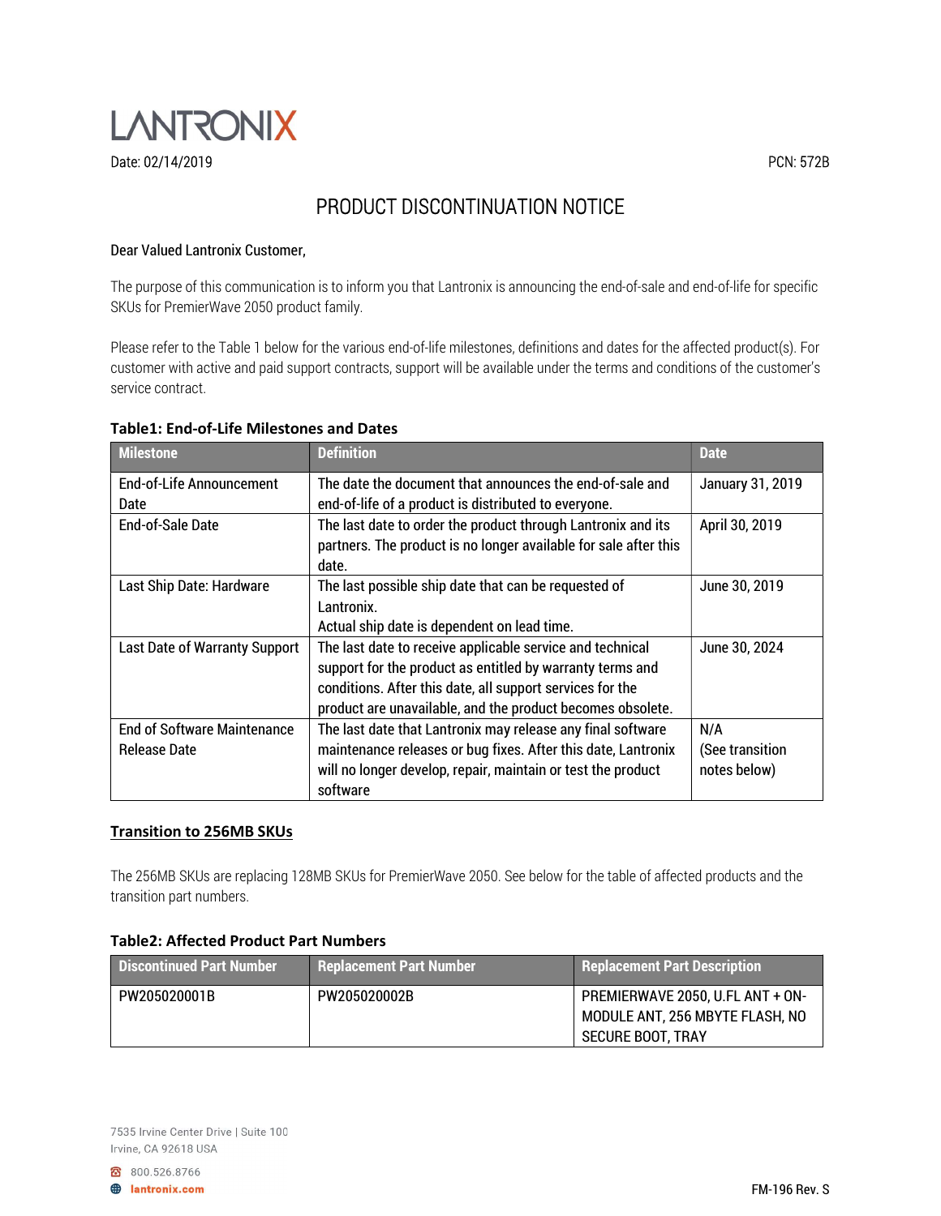LANTRONIX

Date: 02/14/2019

PCN: 572B

# PRODUCT DISCONTINUATION NOTICE

Dear Valued Lantronix Customer,

The purpose of this communication is to inform you that Lantronix is announcing the end-of-sale and end-of-life for specific SKUs for PremierWave 2050 product family.

Please refer to the Table 1 below for the various end-of-life milestones, definitions and dates for the affected product(s). For customer with active and paid support contracts, support will be available under the terms and conditions of the customer's service contract.

**Table1: End-of-Life Milestones and Dates**

| Milestone | Definition | Date |
|---|---|---|
| End-of-Life Announcement Date | The date the document that announces the end-of-sale and end-of-life of a product is distributed to everyone. | January 31, 2019 |
| End-of-Sale Date | The last date to order the product through Lantronix and its partners. The product is no longer available for sale after this date. | April 30, 2019 |
| Last Ship Date: Hardware | The last possible ship date that can be requested of Lantronix. Actual ship date is dependent on lead time. | June 30, 2019 |
| Last Date of Warranty Support | The last date to receive applicable service and technical support for the product as entitled by warranty terms and conditions. After this date, all support services for the product are unavailable, and the product becomes obsolete. | June 30, 2024 |
| End of Software Maintenance Release Date | The last date that Lantronix may release any final software maintenance releases or bug fixes. After this date, Lantronix will no longer develop, repair, maintain or test the product software | N/A (See transition notes below) |

## Transition to 256MB SKUs

The 256MB SKUs are replacing 128MB SKUs for PremierWave 2050. See below for the table of affected products and the transition part numbers.

**Table2: Affected Product Part Numbers**

| Discontinued Part Number | Replacement Part Number | Replacement Part Description |
|---|---|---|
| PW205020001B | PW205020002B | PREMIERWAVE 2050, U.FL ANT + ON-MODULE ANT, 256 MBYTE FLASH, NO SECURE BOOT, TRAY |

7535 Irvine Center Drive | Suite 100
Irvine, CA 92618 USA

800.526.8766
lantronix.com

FM-196 Rev. S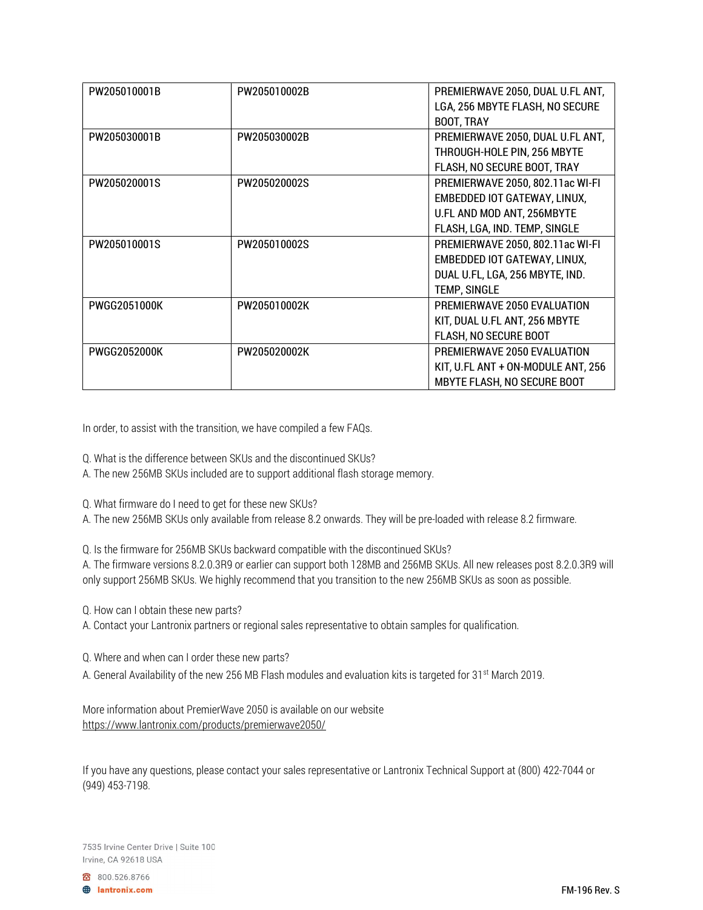| | | |
|---|---|---|
| PW205010001B | PW205010002B | PREMIERWAVE 2050, DUAL U.FL ANT, LGA, 256 MBYTE FLASH, NO SECURE BOOT, TRAY |
| PW205030001B | PW205030002B | PREMIERWAVE 2050, DUAL U.FL ANT, THROUGH-HOLE PIN, 256 MBYTE FLASH, NO SECURE BOOT, TRAY |
| PW205020001S | PW205020002S | PREMIERWAVE 2050, 802.11ac WI-FI EMBEDDED IOT GATEWAY, LINUX, U.FL AND MOD ANT, 256MBYTE FLASH, LGA, IND. TEMP, SINGLE |
| PW205010001S | PW205010002S | PREMIERWAVE 2050, 802.11ac WI-FI EMBEDDED IOT GATEWAY, LINUX, DUAL U.FL, LGA, 256 MBYTE, IND. TEMP, SINGLE |
| PWGG2051000K | PW205010002K | PREMIERWAVE 2050 EVALUATION KIT, DUAL U.FL ANT, 256 MBYTE FLASH, NO SECURE BOOT |
| PWGG2052000K | PW205020002K | PREMIERWAVE 2050 EVALUATION KIT, U.FL ANT + ON-MODULE ANT, 256 MBYTE FLASH, NO SECURE BOOT |

In order, to assist with the transition, we have compiled a few FAQs.

Q. What is the difference between SKUs and the discontinued SKUs?
A. The new 256MB SKUs included are to support additional flash storage memory.

Q. What firmware do I need to get for these new SKUs?
A. The new 256MB SKUs only available from release 8.2 onwards. They will be pre-loaded with release 8.2 firmware.

Q. Is the firmware for 256MB SKUs backward compatible with the discontinued SKUs?
A. The firmware versions 8.2.0.3R9 or earlier can support both 128MB and 256MB SKUs. All new releases post 8.2.0.3R9 will only support 256MB SKUs. We highly recommend that you transition to the new 256MB SKUs as soon as possible.

Q. How can I obtain these new parts?
A. Contact your Lantronix partners or regional sales representative to obtain samples for qualification.

Q. Where and when can I order these new parts?
A. General Availability of the new 256 MB Flash modules and evaluation kits is targeted for 31st March 2019.

More information about PremierWave 2050 is available on our website
https://www.lantronix.com/products/premierwave2050/

If you have any questions, please contact your sales representative or Lantronix Technical Support at (800) 422-7044 or (949) 453-7198.

7535 Irvine Center Drive | Suite 100
Irvine, CA 92618 USA

800.526.8766

lantronix.com

FM-196 Rev. S